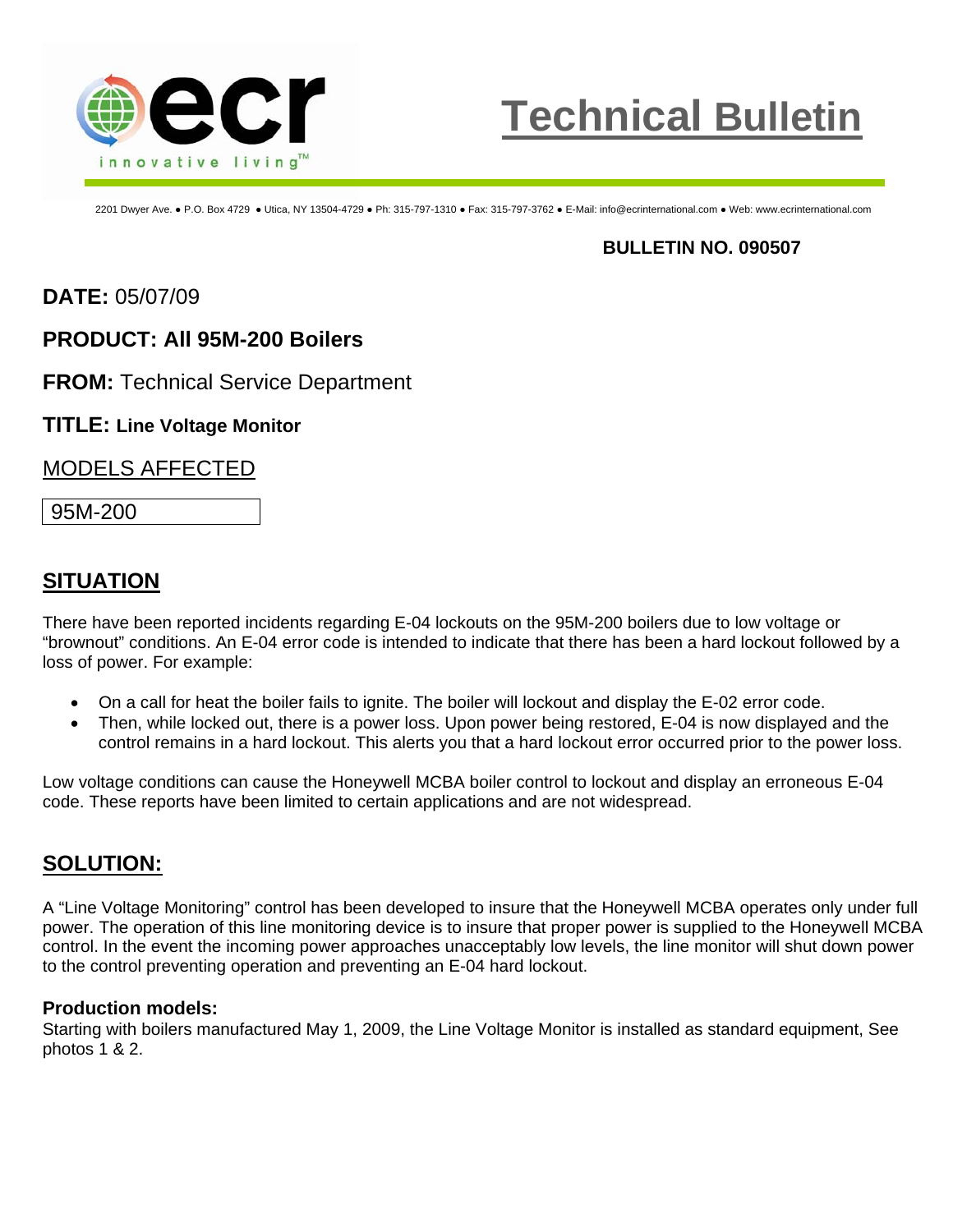# Technical Bulletin

2201 Dwyer Ave. ● P.O. Box 4729 ● Utica, NY 13504-4729 ● Ph: 315-797-1310 ● Fax: 315-797-3762 ● E-Mail: info@ecrinternational.com ● Web: www.ecrinternational.com

**BULLETIN NO. 090507**

**DATE:** 05/07/09

**PRODUCT: All 95M-200 Boilers**

**FROM:** Technical Service Department

**TITLE: Line Voltage Monitor**

MODELS AFFECTED

| 95M-200 |
|---|

## SITUATION

There have been reported incidents regarding E-04 lockouts on the 95M-200 boilers due to low voltage or "brownout" conditions. An E-04 error code is intended to indicate that there has been a hard lockout followed by a loss of power. For example:

- On a call for heat the boiler fails to ignite. The boiler will lockout and display the E-02 error code.
- Then, while locked out, there is a power loss. Upon power being restored, E-04 is now displayed and the control remains in a hard lockout. This alerts you that a hard lockout error occurred prior to the power loss.

Low voltage conditions can cause the Honeywell MCBA boiler control to lockout and display an erroneous E-04 code. These reports have been limited to certain applications and are not widespread.

## SOLUTION:

A "Line Voltage Monitoring" control has been developed to insure that the Honeywell MCBA operates only under full power. The operation of this line monitoring device is to insure that proper power is supplied to the Honeywell MCBA control. In the event the incoming power approaches unacceptably low levels, the line monitor will shut down power to the control preventing operation and preventing an E-04 hard lockout.

**Production models:**
Starting with boilers manufactured May 1, 2009, the Line Voltage Monitor is installed as standard equipment, See photos 1 & 2.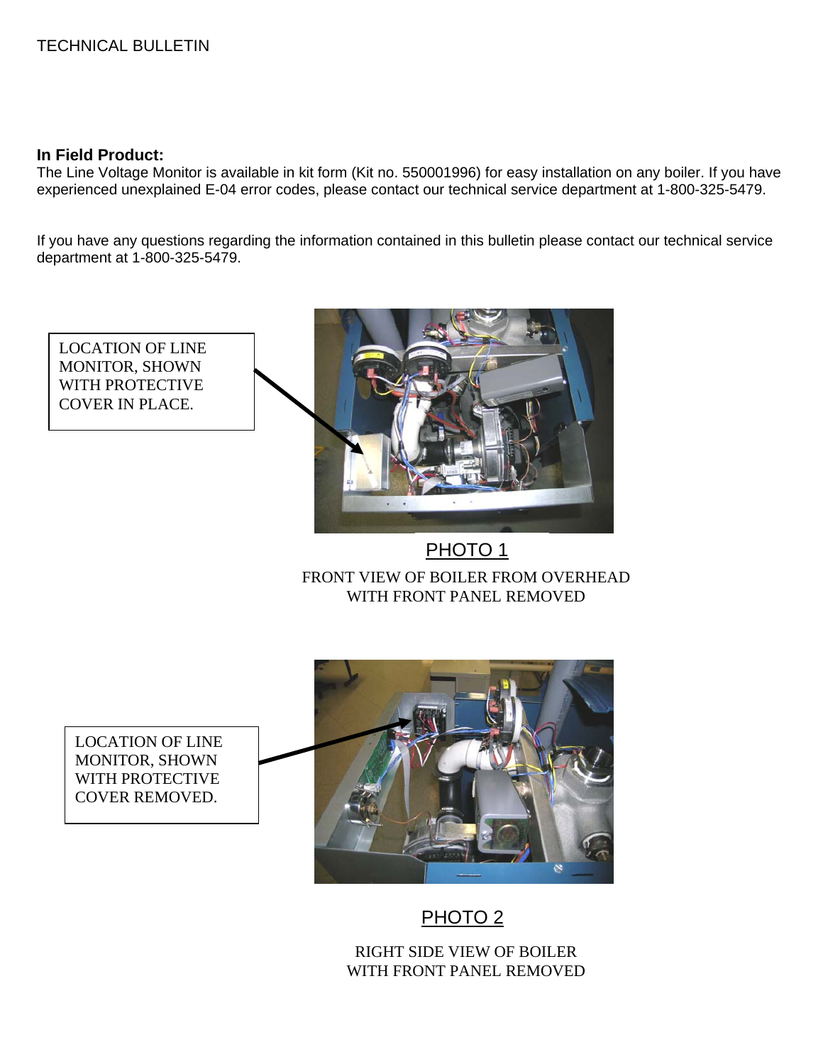TECHNICAL BULLETIN

**In Field Product:**
The Line Voltage Monitor is available in kit form (Kit no. 550001996) for easy installation on any boiler. If you have experienced unexplained E-04 error codes, please contact our technical service department at 1-800-325-5479.

If you have any questions regarding the information contained in this bulletin please contact our technical service department at 1-800-325-5479.

LOCATION OF LINE MONITOR, SHOWN WITH PROTECTIVE COVER IN PLACE.

PHOTO 1

FRONT VIEW OF BOILER FROM OVERHEAD WITH FRONT PANEL REMOVED

LOCATION OF LINE MONITOR, SHOWN WITH PROTECTIVE COVER REMOVED.

PHOTO 2

RIGHT SIDE VIEW OF BOILER WITH FRONT PANEL REMOVED